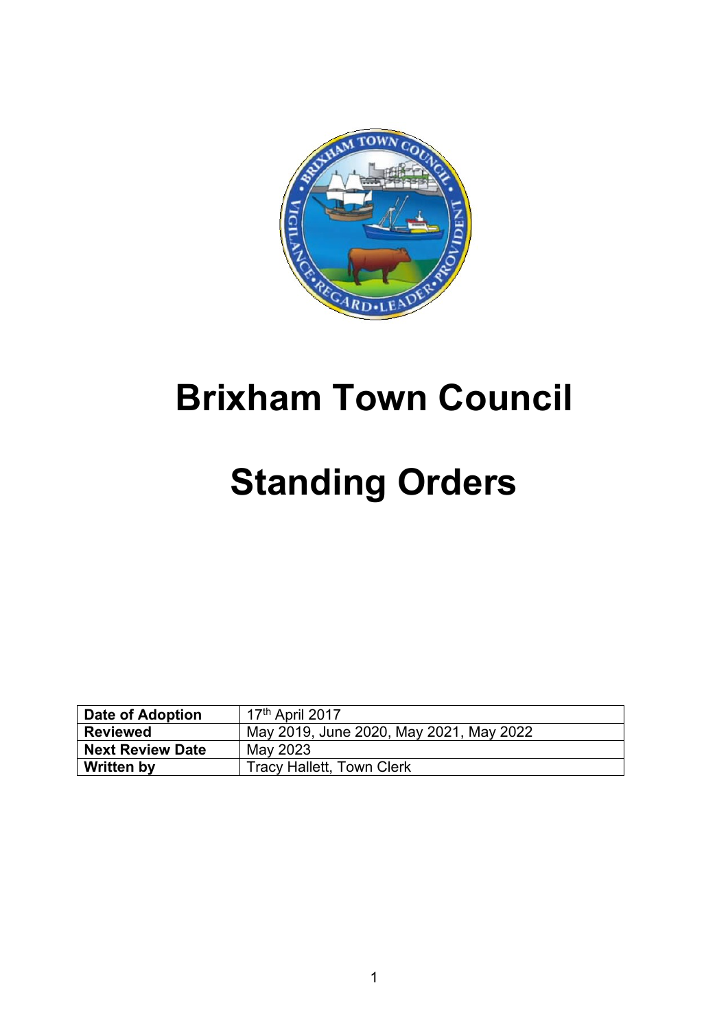# Brixham Town Council

# Standing Orders

| **Date of Adoption** | 17th April 2017 |
|---|---|
| **Reviewed** | May 2019, June 2020, May 2021, May 2022 |
| **Next Review Date** | May 2023 |
| **Written by** | Tracy Hallett, Town Clerk |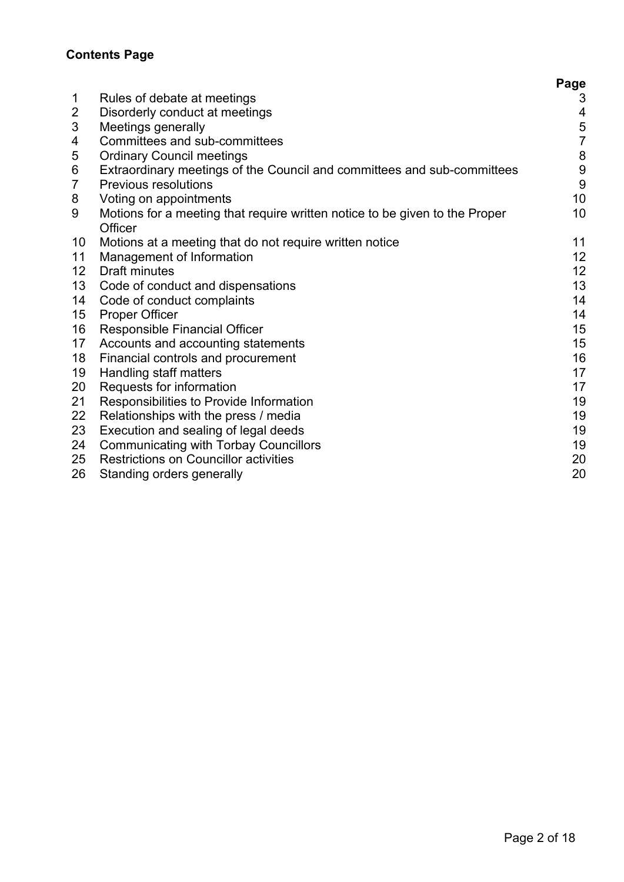**Contents Page**

| | | Page |
|---|---|---|
| 1 | Rules of debate at meetings | 3 |
| 2 | Disorderly conduct at meetings | 4 |
| 3 | Meetings generally | 5 |
| 4 | Committees and sub-committees | 7 |
| 5 | Ordinary Council meetings | 8 |
| 6 | Extraordinary meetings of the Council and committees and sub-committees | 9 |
| 7 | Previous resolutions | 9 |
| 8 | Voting on appointments | 10 |
| 9 | Motions for a meeting that require written notice to be given to the Proper Officer | 10 |
| 10 | Motions at a meeting that do not require written notice | 11 |
| 11 | Management of Information | 12 |
| 12 | Draft minutes | 12 |
| 13 | Code of conduct and dispensations | 13 |
| 14 | Code of conduct complaints | 14 |
| 15 | Proper Officer | 14 |
| 16 | Responsible Financial Officer | 15 |
| 17 | Accounts and accounting statements | 15 |
| 18 | Financial controls and procurement | 16 |
| 19 | Handling staff matters | 17 |
| 20 | Requests for information | 17 |
| 21 | Responsibilities to Provide Information | 19 |
| 22 | Relationships with the press / media | 19 |
| 23 | Execution and sealing of legal deeds | 19 |
| 24 | Communicating with Torbay Councillors | 19 |
| 25 | Restrictions on Councillor activities | 20 |
| 26 | Standing orders generally | 20 |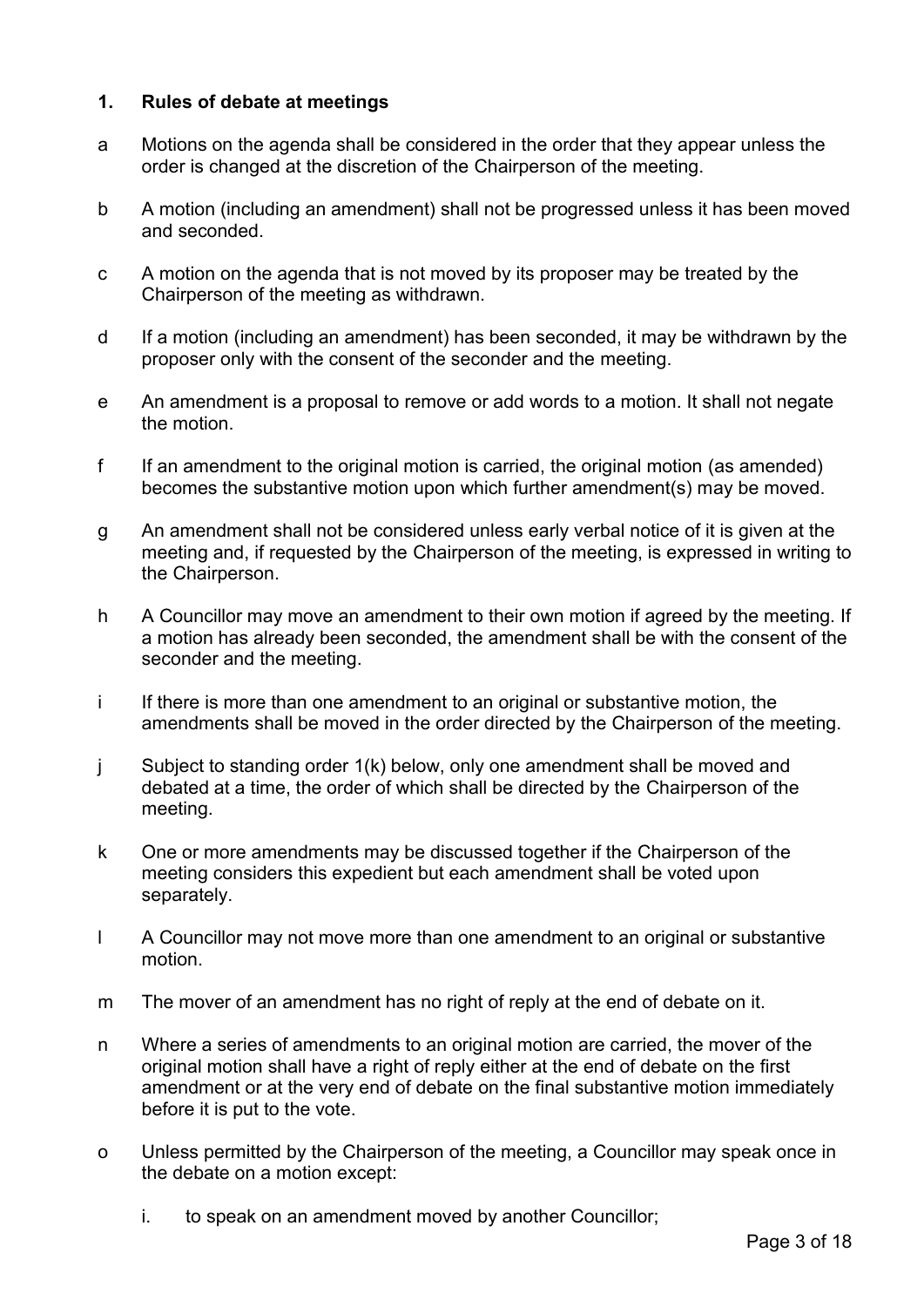## 1. Rules of debate at meetings

a Motions on the agenda shall be considered in the order that they appear unless the order is changed at the discretion of the Chairperson of the meeting.

b A motion (including an amendment) shall not be progressed unless it has been moved and seconded.

c A motion on the agenda that is not moved by its proposer may be treated by the Chairperson of the meeting as withdrawn.

d If a motion (including an amendment) has been seconded, it may be withdrawn by the proposer only with the consent of the seconder and the meeting.

e An amendment is a proposal to remove or add words to a motion. It shall not negate the motion.

f If an amendment to the original motion is carried, the original motion (as amended) becomes the substantive motion upon which further amendment(s) may be moved.

g An amendment shall not be considered unless early verbal notice of it is given at the meeting and, if requested by the Chairperson of the meeting, is expressed in writing to the Chairperson.

h A Councillor may move an amendment to their own motion if agreed by the meeting. If a motion has already been seconded, the amendment shall be with the consent of the seconder and the meeting.

i If there is more than one amendment to an original or substantive motion, the amendments shall be moved in the order directed by the Chairperson of the meeting.

j Subject to standing order 1(k) below, only one amendment shall be moved and debated at a time, the order of which shall be directed by the Chairperson of the meeting.

k One or more amendments may be discussed together if the Chairperson of the meeting considers this expedient but each amendment shall be voted upon separately.

l A Councillor may not move more than one amendment to an original or substantive motion.

m The mover of an amendment has no right of reply at the end of debate on it.

n Where a series of amendments to an original motion are carried, the mover of the original motion shall have a right of reply either at the end of debate on the first amendment or at the very end of debate on the final substantive motion immediately before it is put to the vote.

o Unless permitted by the Chairperson of the meeting, a Councillor may speak once in the debate on a motion except:

   i. to speak on an amendment moved by another Councillor;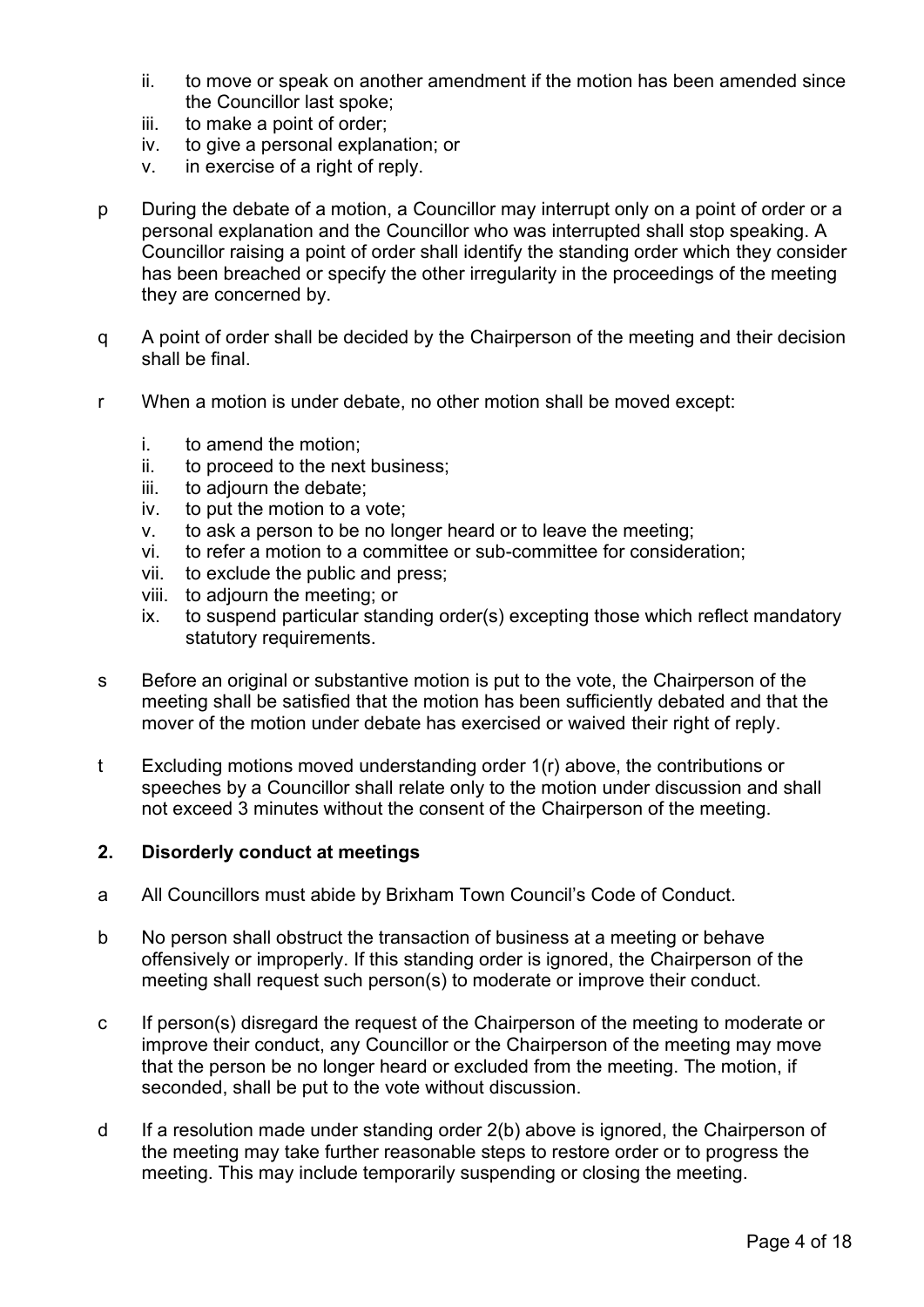ii. to move or speak on another amendment if the motion has been amended since the Councillor last spoke;
iii. to make a point of order;
iv. to give a personal explanation; or
v. in exercise of a right of reply.

p During the debate of a motion, a Councillor may interrupt only on a point of order or a personal explanation and the Councillor who was interrupted shall stop speaking. A Councillor raising a point of order shall identify the standing order which they consider has been breached or specify the other irregularity in the proceedings of the meeting they are concerned by.

q A point of order shall be decided by the Chairperson of the meeting and their decision shall be final.

r When a motion is under debate, no other motion shall be moved except:

i. to amend the motion;
ii. to proceed to the next business;
iii. to adjourn the debate;
iv. to put the motion to a vote;
v. to ask a person to be no longer heard or to leave the meeting;
vi. to refer a motion to a committee or sub-committee for consideration;
vii. to exclude the public and press;
viii. to adjourn the meeting; or
ix. to suspend particular standing order(s) excepting those which reflect mandatory statutory requirements.

s Before an original or substantive motion is put to the vote, the Chairperson of the meeting shall be satisfied that the motion has been sufficiently debated and that the mover of the motion under debate has exercised or waived their right of reply.

t Excluding motions moved understanding order 1(r) above, the contributions or speeches by a Councillor shall relate only to the motion under discussion and shall not exceed 3 minutes without the consent of the Chairperson of the meeting.

## 2. Disorderly conduct at meetings

a All Councillors must abide by Brixham Town Council's Code of Conduct.

b No person shall obstruct the transaction of business at a meeting or behave offensively or improperly. If this standing order is ignored, the Chairperson of the meeting shall request such person(s) to moderate or improve their conduct.

c If person(s) disregard the request of the Chairperson of the meeting to moderate or improve their conduct, any Councillor or the Chairperson of the meeting may move that the person be no longer heard or excluded from the meeting. The motion, if seconded, shall be put to the vote without discussion.

d If a resolution made under standing order 2(b) above is ignored, the Chairperson of the meeting may take further reasonable steps to restore order or to progress the meeting. This may include temporarily suspending or closing the meeting.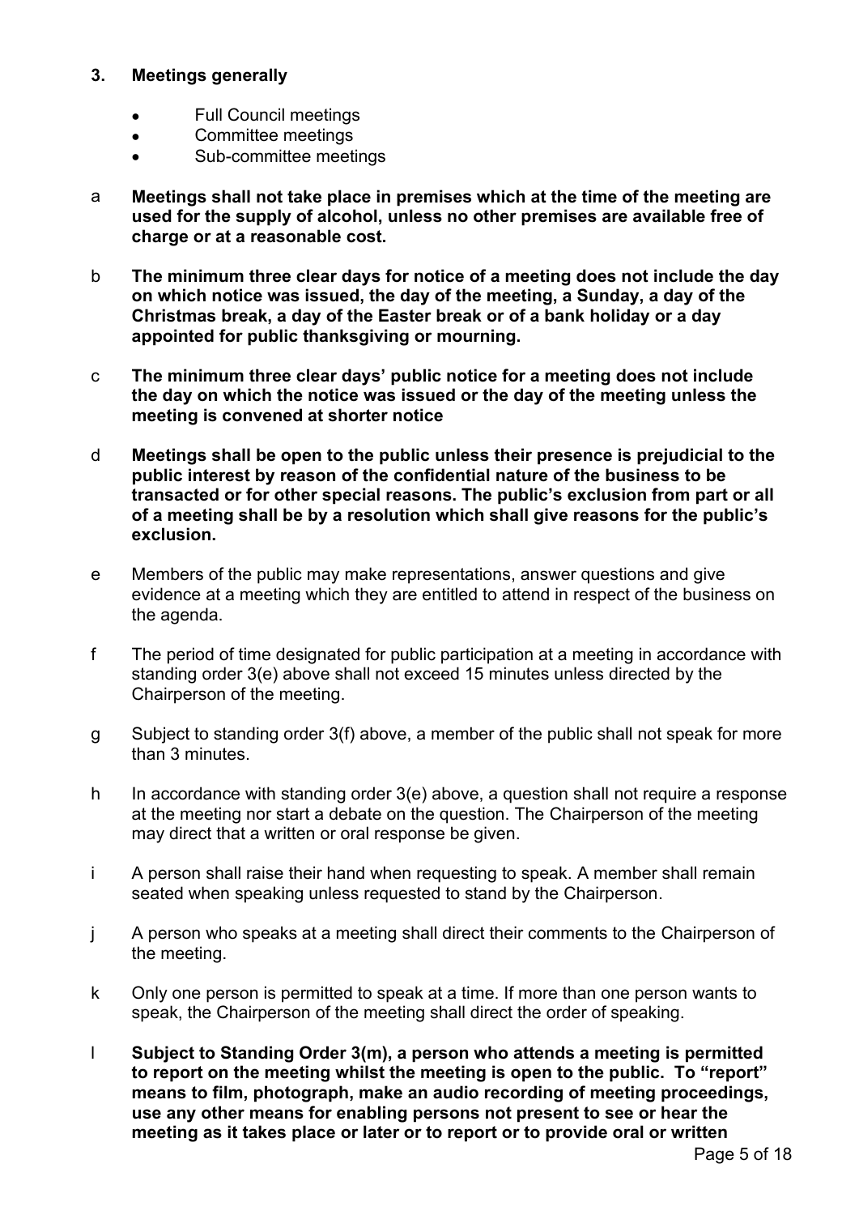## 3. Meetings generally

- Full Council meetings
- Committee meetings
- Sub-committee meetings

a **Meetings shall not take place in premises which at the time of the meeting are used for the supply of alcohol, unless no other premises are available free of charge or at a reasonable cost.**

b **The minimum three clear days for notice of a meeting does not include the day on which notice was issued, the day of the meeting, a Sunday, a day of the Christmas break, a day of the Easter break or of a bank holiday or a day appointed for public thanksgiving or mourning.**

c **The minimum three clear days' public notice for a meeting does not include the day on which the notice was issued or the day of the meeting unless the meeting is convened at shorter notice**

d **Meetings shall be open to the public unless their presence is prejudicial to the public interest by reason of the confidential nature of the business to be transacted or for other special reasons. The public's exclusion from part or all of a meeting shall be by a resolution which shall give reasons for the public's exclusion.**

e Members of the public may make representations, answer questions and give evidence at a meeting which they are entitled to attend in respect of the business on the agenda.

f The period of time designated for public participation at a meeting in accordance with standing order 3(e) above shall not exceed 15 minutes unless directed by the Chairperson of the meeting.

g Subject to standing order 3(f) above, a member of the public shall not speak for more than 3 minutes.

h In accordance with standing order 3(e) above, a question shall not require a response at the meeting nor start a debate on the question. The Chairperson of the meeting may direct that a written or oral response be given.

i A person shall raise their hand when requesting to speak. A member shall remain seated when speaking unless requested to stand by the Chairperson.

j A person who speaks at a meeting shall direct their comments to the Chairperson of the meeting.

k Only one person is permitted to speak at a time. If more than one person wants to speak, the Chairperson of the meeting shall direct the order of speaking.

l **Subject to Standing Order 3(m), a person who attends a meeting is permitted to report on the meeting whilst the meeting is open to the public. To "report" means to film, photograph, make an audio recording of meeting proceedings, use any other means for enabling persons not present to see or hear the meeting as it takes place or later or to report or to provide oral or written**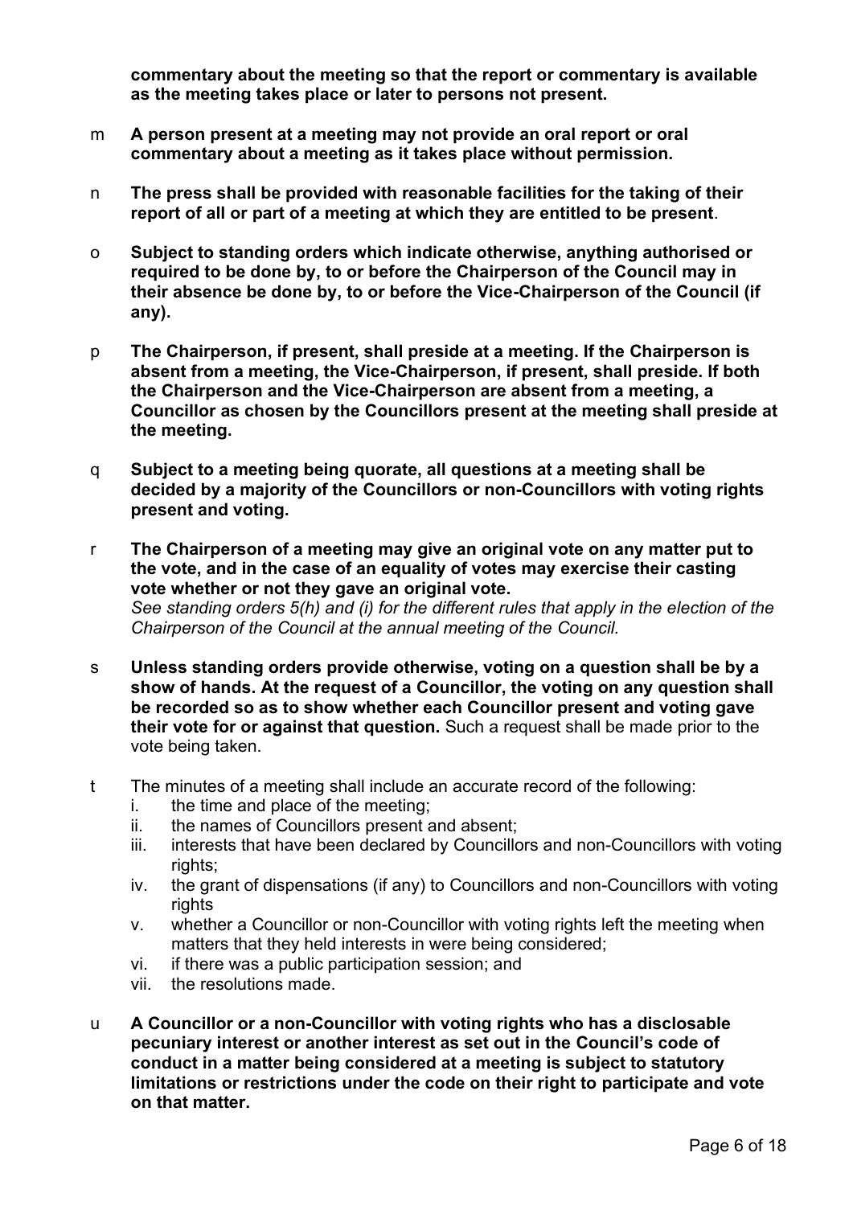**commentary about the meeting so that the report or commentary is available as the meeting takes place or later to persons not present.**

m **A person present at a meeting may not provide an oral report or oral commentary about a meeting as it takes place without permission.**

n **The press shall be provided with reasonable facilities for the taking of their report of all or part of a meeting at which they are entitled to be present**.

o **Subject to standing orders which indicate otherwise, anything authorised or required to be done by, to or before the Chairperson of the Council may in their absence be done by, to or before the Vice-Chairperson of the Council (if any).**

p **The Chairperson, if present, shall preside at a meeting. If the Chairperson is absent from a meeting, the Vice-Chairperson, if present, shall preside. If both the Chairperson and the Vice-Chairperson are absent from a meeting, a Councillor as chosen by the Councillors present at the meeting shall preside at the meeting.**

q **Subject to a meeting being quorate, all questions at a meeting shall be decided by a majority of the Councillors or non-Councillors with voting rights present and voting.**

r **The Chairperson of a meeting may give an original vote on any matter put to the vote, and in the case of an equality of votes may exercise their casting vote whether or not they gave an original vote.**
*See standing orders 5(h) and (i) for the different rules that apply in the election of the Chairperson of the Council at the annual meeting of the Council.*

s **Unless standing orders provide otherwise, voting on a question shall be by a show of hands. At the request of a Councillor, the voting on any question shall be recorded so as to show whether each Councillor present and voting gave their vote for or against that question.** Such a request shall be made prior to the vote being taken.

t The minutes of a meeting shall include an accurate record of the following:
   i. the time and place of the meeting;
   ii. the names of Councillors present and absent;
   iii. interests that have been declared by Councillors and non-Councillors with voting rights;
   iv. the grant of dispensations (if any) to Councillors and non-Councillors with voting rights
   v. whether a Councillor or non-Councillor with voting rights left the meeting when matters that they held interests in were being considered;
   vi. if there was a public participation session; and
   vii. the resolutions made.

u **A Councillor or a non-Councillor with voting rights who has a disclosable pecuniary interest or another interest as set out in the Council's code of conduct in a matter being considered at a meeting is subject to statutory limitations or restrictions under the code on their right to participate and vote on that matter.**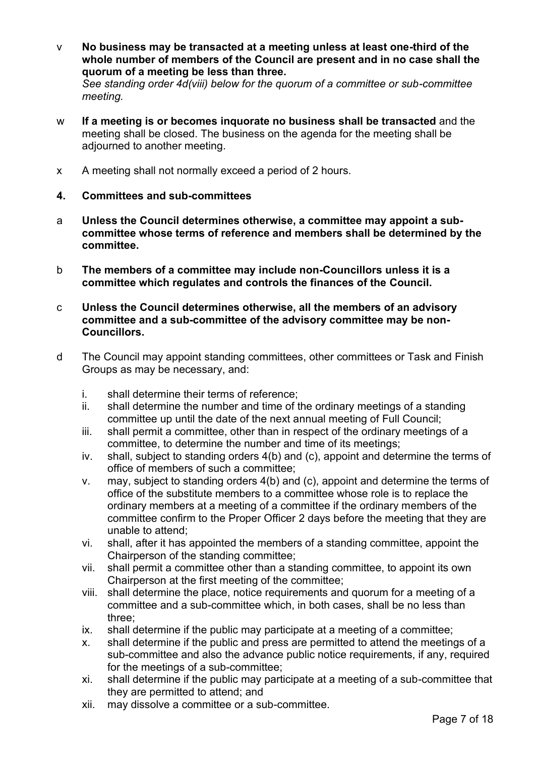v **No business may be transacted at a meeting unless at least one-third of the whole number of members of the Council are present and in no case shall the quorum of a meeting be less than three.**
*See standing order 4d(viii) below for the quorum of a committee or sub-committee meeting.*

w **If a meeting is or becomes inquorate no business shall be transacted** and the meeting shall be closed. The business on the agenda for the meeting shall be adjourned to another meeting.

x A meeting shall not normally exceed a period of 2 hours.

## 4. Committees and sub-committees

a **Unless the Council determines otherwise, a committee may appoint a sub-committee whose terms of reference and members shall be determined by the committee.**

b **The members of a committee may include non-Councillors unless it is a committee which regulates and controls the finances of the Council.**

c **Unless the Council determines otherwise, all the members of an advisory committee and a sub-committee of the advisory committee may be non-Councillors.**

d The Council may appoint standing committees, other committees or Task and Finish Groups as may be necessary, and:

- i. shall determine their terms of reference;
- ii. shall determine the number and time of the ordinary meetings of a standing committee up until the date of the next annual meeting of Full Council;
- iii. shall permit a committee, other than in respect of the ordinary meetings of a committee, to determine the number and time of its meetings;
- iv. shall, subject to standing orders 4(b) and (c), appoint and determine the terms of office of members of such a committee;
- v. may, subject to standing orders 4(b) and (c), appoint and determine the terms of office of the substitute members to a committee whose role is to replace the ordinary members at a meeting of a committee if the ordinary members of the committee confirm to the Proper Officer 2 days before the meeting that they are unable to attend;
- vi. shall, after it has appointed the members of a standing committee, appoint the Chairperson of the standing committee;
- vii. shall permit a committee other than a standing committee, to appoint its own Chairperson at the first meeting of the committee;
- viii. shall determine the place, notice requirements and quorum for a meeting of a committee and a sub-committee which, in both cases, shall be no less than three;
- ix. shall determine if the public may participate at a meeting of a committee;
- x. shall determine if the public and press are permitted to attend the meetings of a sub-committee and also the advance public notice requirements, if any, required for the meetings of a sub-committee;
- xi. shall determine if the public may participate at a meeting of a sub-committee that they are permitted to attend; and
- xii. may dissolve a committee or a sub-committee.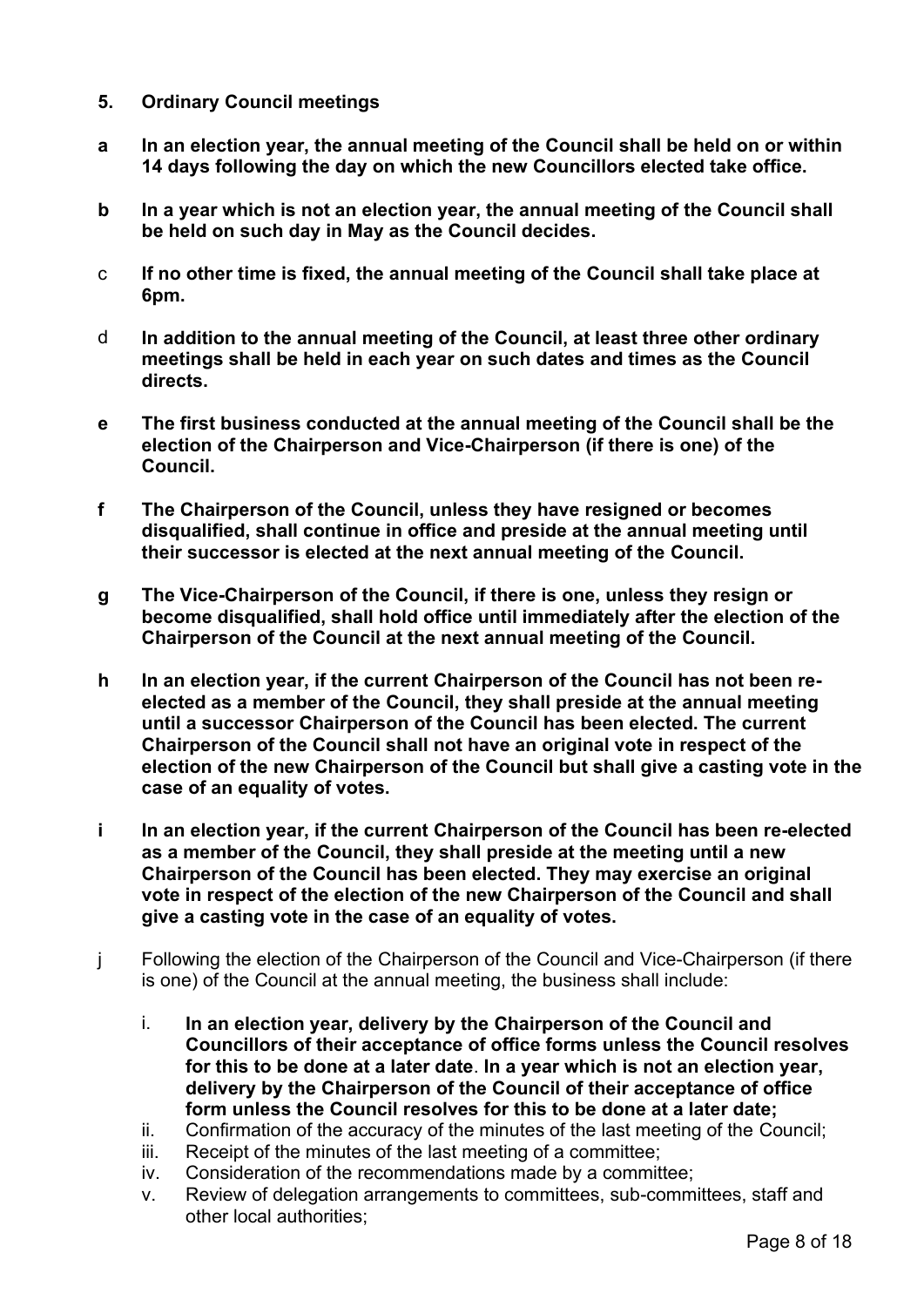## 5. Ordinary Council meetings

**a** **In an election year, the annual meeting of the Council shall be held on or within 14 days following the day on which the new Councillors elected take office.**

**b** **In a year which is not an election year, the annual meeting of the Council shall be held on such day in May as the Council decides.**

c **If no other time is fixed, the annual meeting of the Council shall take place at 6pm.**

d **In addition to the annual meeting of the Council, at least three other ordinary meetings shall be held in each year on such dates and times as the Council directs.**

**e** **The first business conducted at the annual meeting of the Council shall be the election of the Chairperson and Vice-Chairperson (if there is one) of the Council.**

**f** **The Chairperson of the Council, unless they have resigned or becomes disqualified, shall continue in office and preside at the annual meeting until their successor is elected at the next annual meeting of the Council.**

**g** **The Vice-Chairperson of the Council, if there is one, unless they resign or become disqualified, shall hold office until immediately after the election of the Chairperson of the Council at the next annual meeting of the Council.**

**h** **In an election year, if the current Chairperson of the Council has not been re-elected as a member of the Council, they shall preside at the annual meeting until a successor Chairperson of the Council has been elected. The current Chairperson of the Council shall not have an original vote in respect of the election of the new Chairperson of the Council but shall give a casting vote in the case of an equality of votes.**

**i** **In an election year, if the current Chairperson of the Council has been re-elected as a member of the Council, they shall preside at the meeting until a new Chairperson of the Council has been elected. They may exercise an original vote in respect of the election of the new Chairperson of the Council and shall give a casting vote in the case of an equality of votes.**

j Following the election of the Chairperson of the Council and Vice-Chairperson (if there is one) of the Council at the annual meeting, the business shall include:

i. **In an election year, delivery by the Chairperson of the Council and Councillors of their acceptance of office forms unless the Council resolves for this to be done at a later date**. **In a year which is not an election year, delivery by the Chairperson of the Council of their acceptance of office form unless the Council resolves for this to be done at a later date;**

ii. Confirmation of the accuracy of the minutes of the last meeting of the Council;

iii. Receipt of the minutes of the last meeting of a committee;

iv. Consideration of the recommendations made by a committee;

v. Review of delegation arrangements to committees, sub-committees, staff and other local authorities;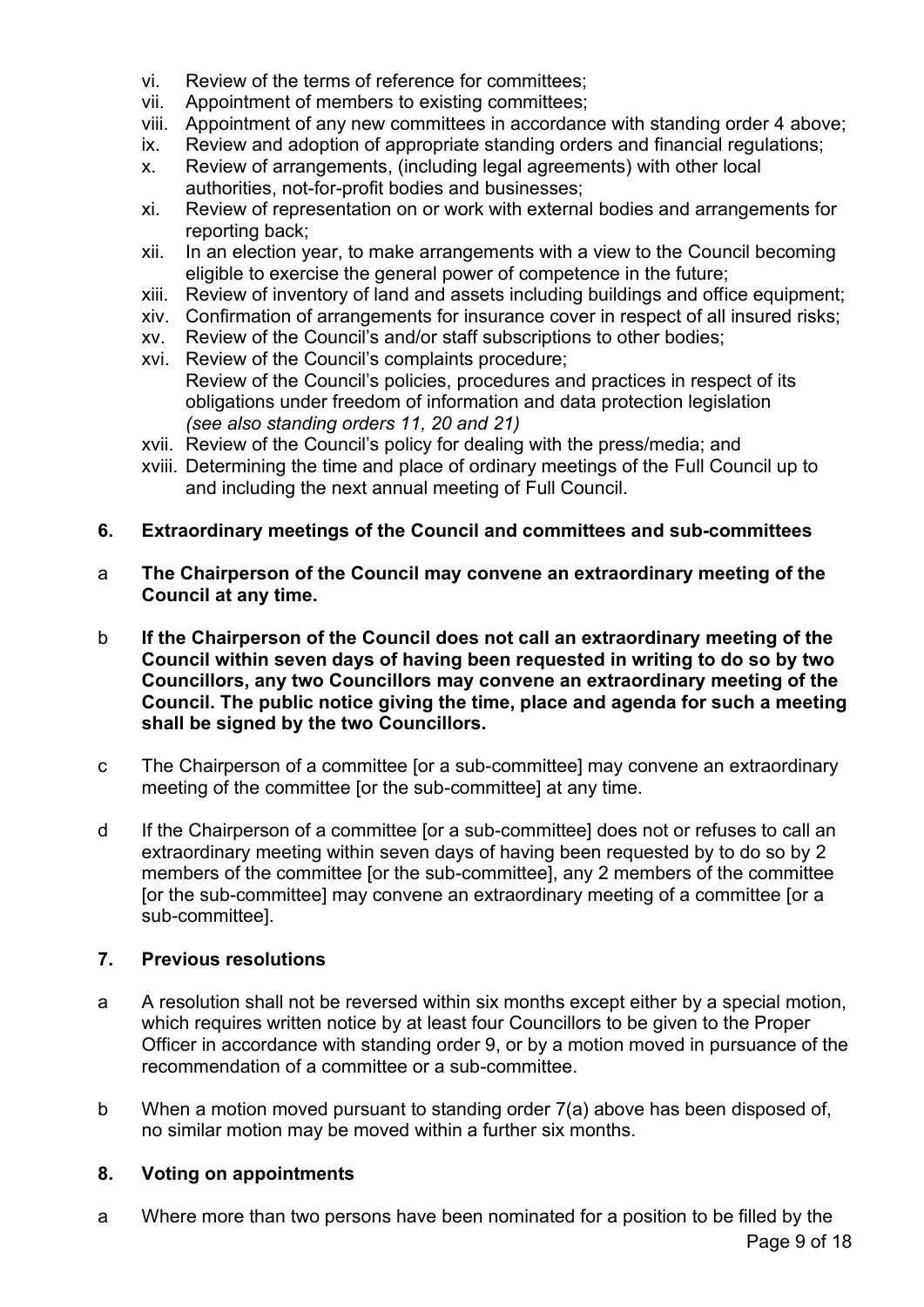vi. Review of the terms of reference for committees;
vii. Appointment of members to existing committees;
viii. Appointment of any new committees in accordance with standing order 4 above;
ix. Review and adoption of appropriate standing orders and financial regulations;
x. Review of arrangements, (including legal agreements) with other local authorities, not-for-profit bodies and businesses;
xi. Review of representation on or work with external bodies and arrangements for reporting back;
xii. In an election year, to make arrangements with a view to the Council becoming eligible to exercise the general power of competence in the future;
xiii. Review of inventory of land and assets including buildings and office equipment;
xiv. Confirmation of arrangements for insurance cover in respect of all insured risks;
xv. Review of the Council's and/or staff subscriptions to other bodies;
xvi. Review of the Council's complaints procedure;
Review of the Council's policies, procedures and practices in respect of its obligations under freedom of information and data protection legislation *(see also standing orders 11, 20 and 21)*
xvii. Review of the Council's policy for dealing with the press/media; and
xviii. Determining the time and place of ordinary meetings of the Full Council up to and including the next annual meeting of Full Council.

## 6. Extraordinary meetings of the Council and committees and sub-committees

a **The Chairperson of the Council may convene an extraordinary meeting of the Council at any time.**

b **If the Chairperson of the Council does not call an extraordinary meeting of the Council within seven days of having been requested in writing to do so by two Councillors, any two Councillors may convene an extraordinary meeting of the Council. The public notice giving the time, place and agenda for such a meeting shall be signed by the two Councillors.**

c The Chairperson of a committee [or a sub-committee] may convene an extraordinary meeting of the committee [or the sub-committee] at any time.

d If the Chairperson of a committee [or a sub-committee] does not or refuses to call an extraordinary meeting within seven days of having been requested by to do so by 2 members of the committee [or the sub-committee], any 2 members of the committee [or the sub-committee] may convene an extraordinary meeting of a committee [or a sub-committee].

## 7. Previous resolutions

a A resolution shall not be reversed within six months except either by a special motion, which requires written notice by at least four Councillors to be given to the Proper Officer in accordance with standing order 9, or by a motion moved in pursuance of the recommendation of a committee or a sub-committee.

b When a motion moved pursuant to standing order 7(a) above has been disposed of, no similar motion may be moved within a further six months.

## 8. Voting on appointments

a Where more than two persons have been nominated for a position to be filled by the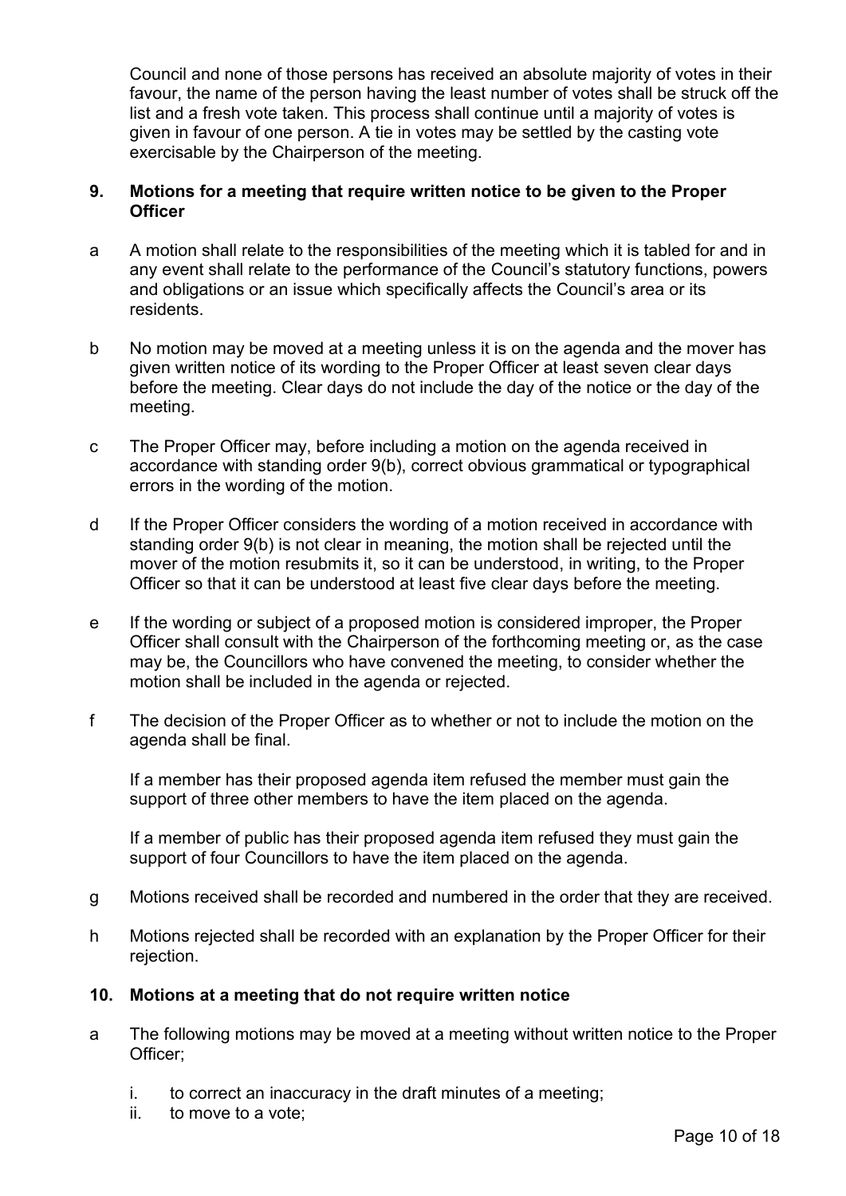Council and none of those persons has received an absolute majority of votes in their favour, the name of the person having the least number of votes shall be struck off the list and a fresh vote taken. This process shall continue until a majority of votes is given in favour of one person. A tie in votes may be settled by the casting vote exercisable by the Chairperson of the meeting.

## 9. Motions for a meeting that require written notice to be given to the Proper Officer

a A motion shall relate to the responsibilities of the meeting which it is tabled for and in any event shall relate to the performance of the Council's statutory functions, powers and obligations or an issue which specifically affects the Council's area or its residents.

b No motion may be moved at a meeting unless it is on the agenda and the mover has given written notice of its wording to the Proper Officer at least seven clear days before the meeting. Clear days do not include the day of the notice or the day of the meeting.

c The Proper Officer may, before including a motion on the agenda received in accordance with standing order 9(b), correct obvious grammatical or typographical errors in the wording of the motion.

d If the Proper Officer considers the wording of a motion received in accordance with standing order 9(b) is not clear in meaning, the motion shall be rejected until the mover of the motion resubmits it, so it can be understood, in writing, to the Proper Officer so that it can be understood at least five clear days before the meeting.

e If the wording or subject of a proposed motion is considered improper, the Proper Officer shall consult with the Chairperson of the forthcoming meeting or, as the case may be, the Councillors who have convened the meeting, to consider whether the motion shall be included in the agenda or rejected.

f The decision of the Proper Officer as to whether or not to include the motion on the agenda shall be final.

If a member has their proposed agenda item refused the member must gain the support of three other members to have the item placed on the agenda.

If a member of public has their proposed agenda item refused they must gain the support of four Councillors to have the item placed on the agenda.

g Motions received shall be recorded and numbered in the order that they are received.

h Motions rejected shall be recorded with an explanation by the Proper Officer for their rejection.

## 10. Motions at a meeting that do not require written notice

a The following motions may be moved at a meeting without written notice to the Proper Officer;

i. to correct an inaccuracy in the draft minutes of a meeting;
ii. to move to a vote;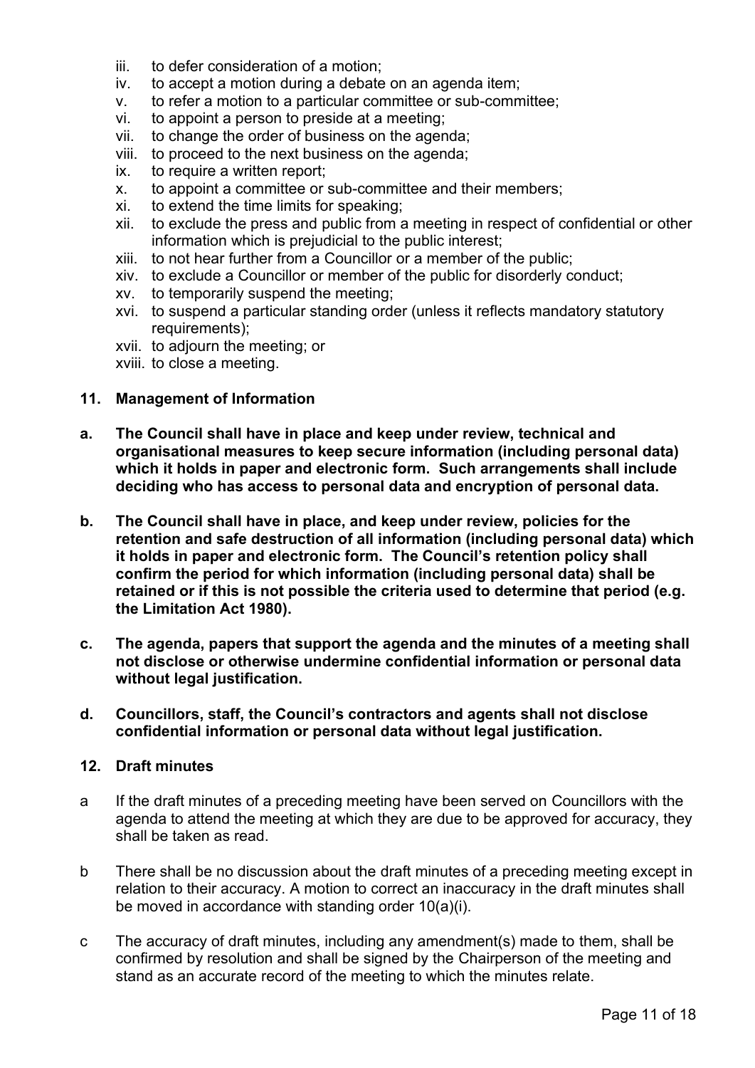iii. to defer consideration of a motion;
iv. to accept a motion during a debate on an agenda item;
v. to refer a motion to a particular committee or sub-committee;
vi. to appoint a person to preside at a meeting;
vii. to change the order of business on the agenda;
viii. to proceed to the next business on the agenda;
ix. to require a written report;
x. to appoint a committee or sub-committee and their members;
xi. to extend the time limits for speaking;
xii. to exclude the press and public from a meeting in respect of confidential or other information which is prejudicial to the public interest;
xiii. to not hear further from a Councillor or a member of the public;
xiv. to exclude a Councillor or member of the public for disorderly conduct;
xv. to temporarily suspend the meeting;
xvi. to suspend a particular standing order (unless it reflects mandatory statutory requirements);
xvii. to adjourn the meeting; or
xviii. to close a meeting.

## 11. Management of Information

**a. The Council shall have in place and keep under review, technical and organisational measures to keep secure information (including personal data) which it holds in paper and electronic form. Such arrangements shall include deciding who has access to personal data and encryption of personal data.**

**b. The Council shall have in place, and keep under review, policies for the retention and safe destruction of all information (including personal data) which it holds in paper and electronic form. The Council's retention policy shall confirm the period for which information (including personal data) shall be retained or if this is not possible the criteria used to determine that period (e.g. the Limitation Act 1980).**

**c. The agenda, papers that support the agenda and the minutes of a meeting shall not disclose or otherwise undermine confidential information or personal data without legal justification.**

**d. Councillors, staff, the Council's contractors and agents shall not disclose confidential information or personal data without legal justification.**

## 12. Draft minutes

a If the draft minutes of a preceding meeting have been served on Councillors with the agenda to attend the meeting at which they are due to be approved for accuracy, they shall be taken as read.

b There shall be no discussion about the draft minutes of a preceding meeting except in relation to their accuracy. A motion to correct an inaccuracy in the draft minutes shall be moved in accordance with standing order 10(a)(i).

c The accuracy of draft minutes, including any amendment(s) made to them, shall be confirmed by resolution and shall be signed by the Chairperson of the meeting and stand as an accurate record of the meeting to which the minutes relate.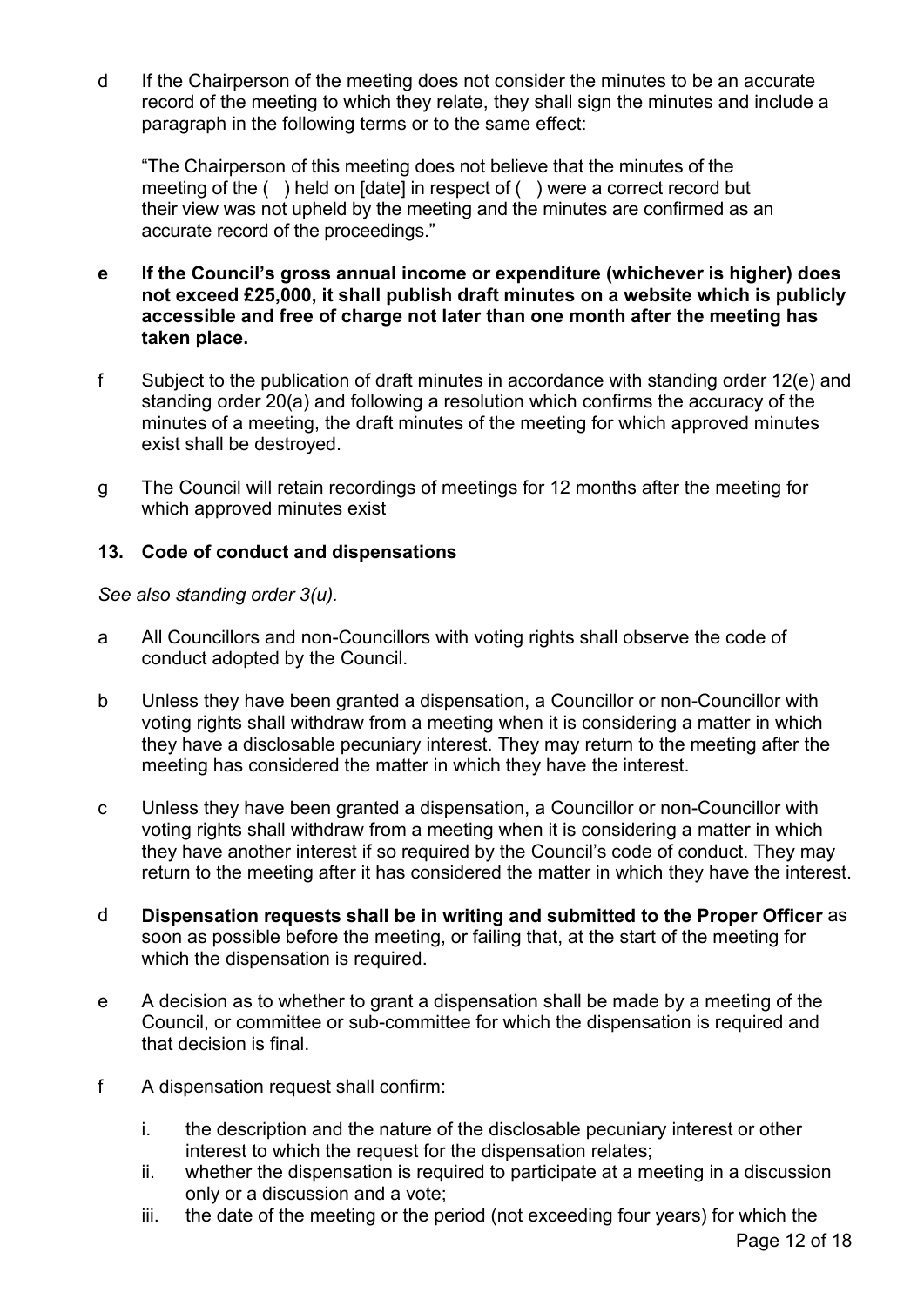d If the Chairperson of the meeting does not consider the minutes to be an accurate record of the meeting to which they relate, they shall sign the minutes and include a paragraph in the following terms or to the same effect:

"The Chairperson of this meeting does not believe that the minutes of the meeting of the ( ) held on [date] in respect of ( ) were a correct record but their view was not upheld by the meeting and the minutes are confirmed as an accurate record of the proceedings."

**e If the Council's gross annual income or expenditure (whichever is higher) does not exceed £25,000, it shall publish draft minutes on a website which is publicly accessible and free of charge not later than one month after the meeting has taken place.**

f Subject to the publication of draft minutes in accordance with standing order 12(e) and standing order 20(a) and following a resolution which confirms the accuracy of the minutes of a meeting, the draft minutes of the meeting for which approved minutes exist shall be destroyed.

g The Council will retain recordings of meetings for 12 months after the meeting for which approved minutes exist

### 13. Code of conduct and dispensations

*See also standing order 3(u).*

a All Councillors and non-Councillors with voting rights shall observe the code of conduct adopted by the Council.

b Unless they have been granted a dispensation, a Councillor or non-Councillor with voting rights shall withdraw from a meeting when it is considering a matter in which they have a disclosable pecuniary interest. They may return to the meeting after the meeting has considered the matter in which they have the interest.

c Unless they have been granted a dispensation, a Councillor or non-Councillor with voting rights shall withdraw from a meeting when it is considering a matter in which they have another interest if so required by the Council's code of conduct. They may return to the meeting after it has considered the matter in which they have the interest.

d **Dispensation requests shall be in writing and submitted to the Proper Officer** as soon as possible before the meeting, or failing that, at the start of the meeting for which the dispensation is required.

e A decision as to whether to grant a dispensation shall be made by a meeting of the Council, or committee or sub-committee for which the dispensation is required and that decision is final.

f A dispensation request shall confirm:

i. the description and the nature of the disclosable pecuniary interest or other interest to which the request for the dispensation relates;
ii. whether the dispensation is required to participate at a meeting in a discussion only or a discussion and a vote;
iii. the date of the meeting or the period (not exceeding four years) for which the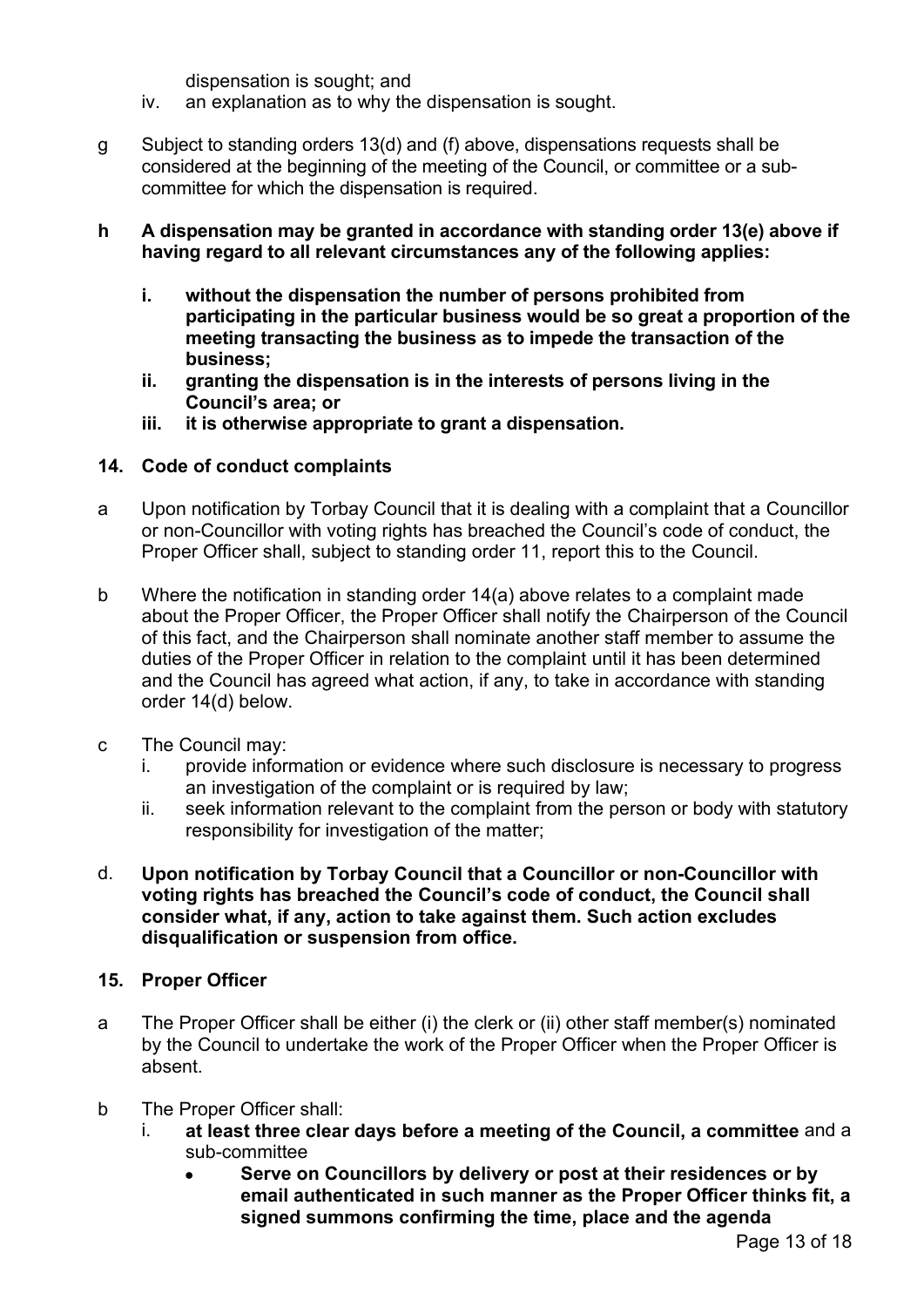dispensation is sought; and

iv. an explanation as to why the dispensation is sought.

g Subject to standing orders 13(d) and (f) above, dispensations requests shall be considered at the beginning of the meeting of the Council, or committee or a sub-committee for which the dispensation is required.

**h A dispensation may be granted in accordance with standing order 13(e) above if having regard to all relevant circumstances any of the following applies:**

**i. without the dispensation the number of persons prohibited from participating in the particular business would be so great a proportion of the meeting transacting the business as to impede the transaction of the business;**

**ii. granting the dispensation is in the interests of persons living in the Council's area; or**

**iii. it is otherwise appropriate to grant a dispensation.**

### 14. Code of conduct complaints

a Upon notification by Torbay Council that it is dealing with a complaint that a Councillor or non-Councillor with voting rights has breached the Council's code of conduct, the Proper Officer shall, subject to standing order 11, report this to the Council.

b Where the notification in standing order 14(a) above relates to a complaint made about the Proper Officer, the Proper Officer shall notify the Chairperson of the Council of this fact, and the Chairperson shall nominate another staff member to assume the duties of the Proper Officer in relation to the complaint until it has been determined and the Council has agreed what action, if any, to take in accordance with standing order 14(d) below.

c The Council may:

i. provide information or evidence where such disclosure is necessary to progress an investigation of the complaint or is required by law;

ii. seek information relevant to the complaint from the person or body with statutory responsibility for investigation of the matter;

d. **Upon notification by Torbay Council that a Councillor or non-Councillor with voting rights has breached the Council's code of conduct, the Council shall consider what, if any, action to take against them. Such action excludes disqualification or suspension from office.**

### 15. Proper Officer

a The Proper Officer shall be either (i) the clerk or (ii) other staff member(s) nominated by the Council to undertake the work of the Proper Officer when the Proper Officer is absent.

b The Proper Officer shall:

i. **at least three clear days before a meeting of the Council, a committee** and a sub-committee

- **Serve on Councillors by delivery or post at their residences or by email authenticated in such manner as the Proper Officer thinks fit, a signed summons confirming the time, place and the agenda**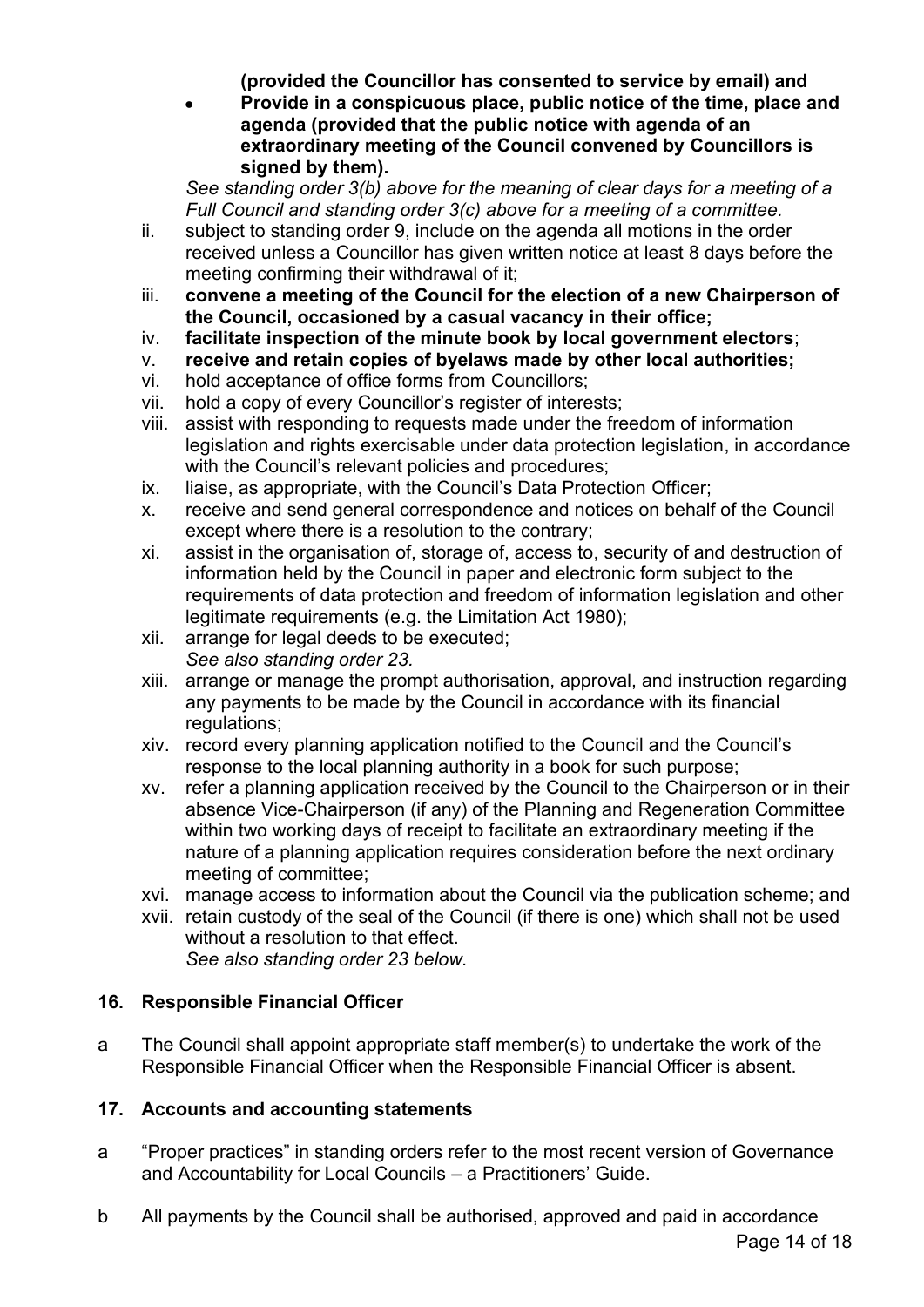**(provided the Councillor has consented to service by email) and**

- **Provide in a conspicuous place, public notice of the time, place and agenda (provided that the public notice with agenda of an extraordinary meeting of the Council convened by Councillors is signed by them).**

*See standing order 3(b) above for the meaning of clear days for a meeting of a Full Council and standing order 3(c) above for a meeting of a committee.*

ii. subject to standing order 9, include on the agenda all motions in the order received unless a Councillor has given written notice at least 8 days before the meeting confirming their withdrawal of it;

iii. **convene a meeting of the Council for the election of a new Chairperson of the Council, occasioned by a casual vacancy in their office;**

iv. **facilitate inspection of the minute book by local government electors**;

v. **receive and retain copies of byelaws made by other local authorities;**

vi. hold acceptance of office forms from Councillors;

vii. hold a copy of every Councillor's register of interests;

viii. assist with responding to requests made under the freedom of information legislation and rights exercisable under data protection legislation, in accordance with the Council's relevant policies and procedures;

ix. liaise, as appropriate, with the Council's Data Protection Officer;

x. receive and send general correspondence and notices on behalf of the Council except where there is a resolution to the contrary;

xi. assist in the organisation of, storage of, access to, security of and destruction of information held by the Council in paper and electronic form subject to the requirements of data protection and freedom of information legislation and other legitimate requirements (e.g. the Limitation Act 1980);

xii. arrange for legal deeds to be executed;
*See also standing order 23.*

xiii. arrange or manage the prompt authorisation, approval, and instruction regarding any payments to be made by the Council in accordance with its financial regulations;

xiv. record every planning application notified to the Council and the Council's response to the local planning authority in a book for such purpose;

xv. refer a planning application received by the Council to the Chairperson or in their absence Vice-Chairperson (if any) of the Planning and Regeneration Committee within two working days of receipt to facilitate an extraordinary meeting if the nature of a planning application requires consideration before the next ordinary meeting of committee;

xvi. manage access to information about the Council via the publication scheme; and

xvii. retain custody of the seal of the Council (if there is one) which shall not be used without a resolution to that effect.
*See also standing order 23 below.*

## 16. Responsible Financial Officer

a The Council shall appoint appropriate staff member(s) to undertake the work of the Responsible Financial Officer when the Responsible Financial Officer is absent.

## 17. Accounts and accounting statements

a "Proper practices" in standing orders refer to the most recent version of Governance and Accountability for Local Councils – a Practitioners' Guide.

b All payments by the Council shall be authorised, approved and paid in accordance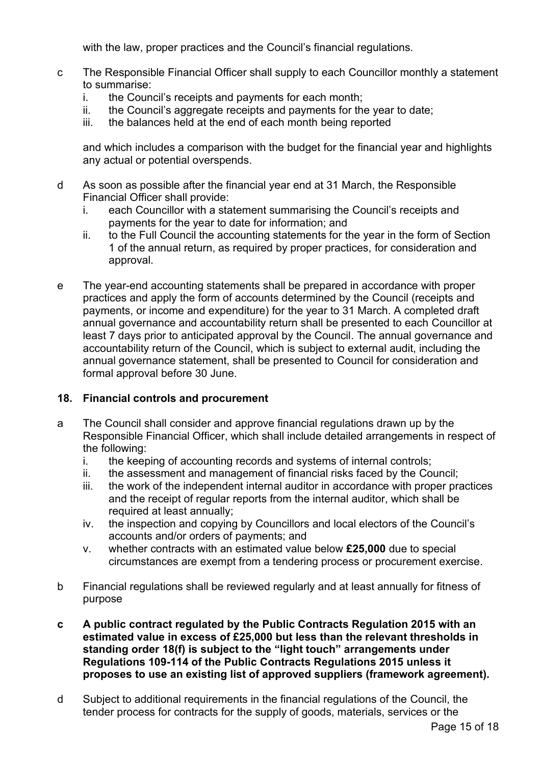with the law, proper practices and the Council's financial regulations.

c The Responsible Financial Officer shall supply to each Councillor monthly a statement to summarise:
   i. the Council's receipts and payments for each month;
   ii. the Council's aggregate receipts and payments for the year to date;
   iii. the balances held at the end of each month being reported

   and which includes a comparison with the budget for the financial year and highlights any actual or potential overspends.

d As soon as possible after the financial year end at 31 March, the Responsible Financial Officer shall provide:
   i. each Councillor with a statement summarising the Council's receipts and payments for the year to date for information; and
   ii. to the Full Council the accounting statements for the year in the form of Section 1 of the annual return, as required by proper practices, for consideration and approval.

e The year-end accounting statements shall be prepared in accordance with proper practices and apply the form of accounts determined by the Council (receipts and payments, or income and expenditure) for the year to 31 March. A completed draft annual governance and accountability return shall be presented to each Councillor at least 7 days prior to anticipated approval by the Council. The annual governance and accountability return of the Council, which is subject to external audit, including the annual governance statement, shall be presented to Council for consideration and formal approval before 30 June.

### 18. Financial controls and procurement

a The Council shall consider and approve financial regulations drawn up by the Responsible Financial Officer, which shall include detailed arrangements in respect of the following:
   i. the keeping of accounting records and systems of internal controls;
   ii. the assessment and management of financial risks faced by the Council;
   iii. the work of the independent internal auditor in accordance with proper practices and the receipt of regular reports from the internal auditor, which shall be required at least annually;
   iv. the inspection and copying by Councillors and local electors of the Council's accounts and/or orders of payments; and
   v. whether contracts with an estimated value below **£25,000** due to special circumstances are exempt from a tendering process or procurement exercise.

b Financial regulations shall be reviewed regularly and at least annually for fitness of purpose

**c A public contract regulated by the Public Contracts Regulation 2015 with an estimated value in excess of £25,000 but less than the relevant thresholds in standing order 18(f) is subject to the "light touch" arrangements under Regulations 109-114 of the Public Contracts Regulations 2015 unless it proposes to use an existing list of approved suppliers (framework agreement).**

d Subject to additional requirements in the financial regulations of the Council, the tender process for contracts for the supply of goods, materials, services or the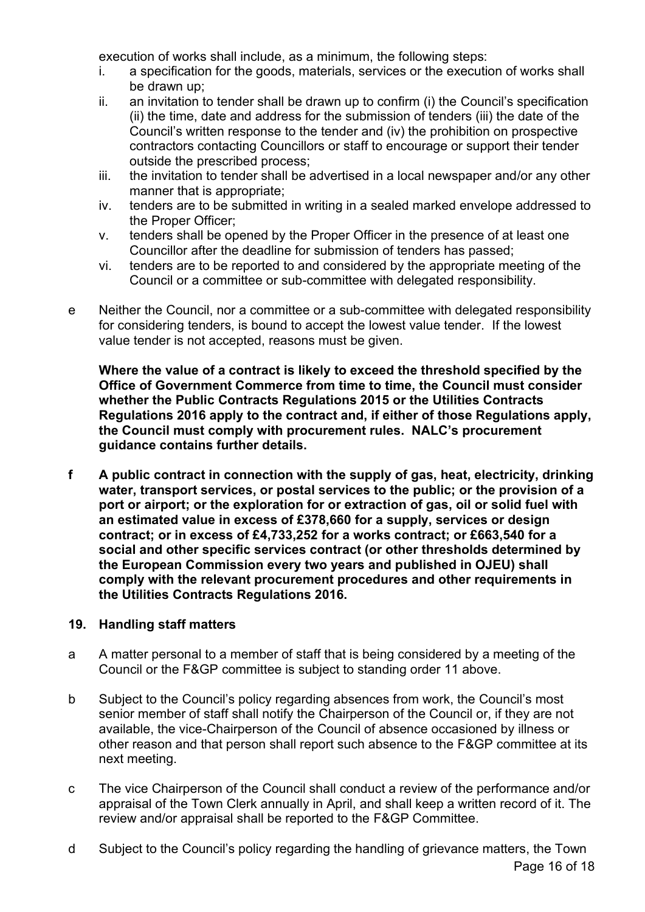execution of works shall include, as a minimum, the following steps:

i. a specification for the goods, materials, services or the execution of works shall be drawn up;
ii. an invitation to tender shall be drawn up to confirm (i) the Council's specification (ii) the time, date and address for the submission of tenders (iii) the date of the Council's written response to the tender and (iv) the prohibition on prospective contractors contacting Councillors or staff to encourage or support their tender outside the prescribed process;
iii. the invitation to tender shall be advertised in a local newspaper and/or any other manner that is appropriate;
iv. tenders are to be submitted in writing in a sealed marked envelope addressed to the Proper Officer;
v. tenders shall be opened by the Proper Officer in the presence of at least one Councillor after the deadline for submission of tenders has passed;
vi. tenders are to be reported to and considered by the appropriate meeting of the Council or a committee or sub-committee with delegated responsibility.

e Neither the Council, nor a committee or a sub-committee with delegated responsibility for considering tenders, is bound to accept the lowest value tender. If the lowest value tender is not accepted, reasons must be given.

**Where the value of a contract is likely to exceed the threshold specified by the Office of Government Commerce from time to time, the Council must consider whether the Public Contracts Regulations 2015 or the Utilities Contracts Regulations 2016 apply to the contract and, if either of those Regulations apply, the Council must comply with procurement rules. NALC's procurement guidance contains further details.**

**f A public contract in connection with the supply of gas, heat, electricity, drinking water, transport services, or postal services to the public; or the provision of a port or airport; or the exploration for or extraction of gas, oil or solid fuel with an estimated value in excess of £378,660 for a supply, services or design contract; or in excess of £4,733,252 for a works contract; or £663,540 for a social and other specific services contract (or other thresholds determined by the European Commission every two years and published in OJEU) shall comply with the relevant procurement procedures and other requirements in the Utilities Contracts Regulations 2016.**

## 19. Handling staff matters

a A matter personal to a member of staff that is being considered by a meeting of the Council or the F&GP committee is subject to standing order 11 above.

b Subject to the Council's policy regarding absences from work, the Council's most senior member of staff shall notify the Chairperson of the Council or, if they are not available, the vice-Chairperson of the Council of absence occasioned by illness or other reason and that person shall report such absence to the F&GP committee at its next meeting.

c The vice Chairperson of the Council shall conduct a review of the performance and/or appraisal of the Town Clerk annually in April, and shall keep a written record of it. The review and/or appraisal shall be reported to the F&GP Committee.

d Subject to the Council's policy regarding the handling of grievance matters, the Town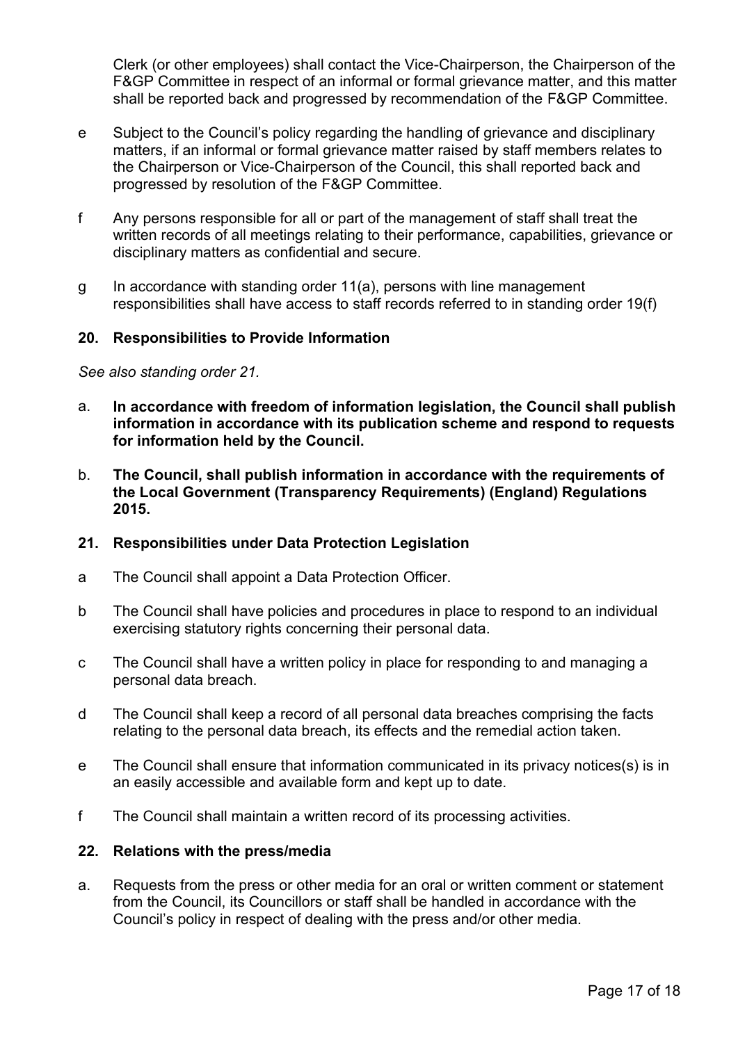Clerk (or other employees) shall contact the Vice-Chairperson, the Chairperson of the F&GP Committee in respect of an informal or formal grievance matter, and this matter shall be reported back and progressed by recommendation of the F&GP Committee.

e Subject to the Council's policy regarding the handling of grievance and disciplinary matters, if an informal or formal grievance matter raised by staff members relates to the Chairperson or Vice-Chairperson of the Council, this shall reported back and progressed by resolution of the F&GP Committee.

f Any persons responsible for all or part of the management of staff shall treat the written records of all meetings relating to their performance, capabilities, grievance or disciplinary matters as confidential and secure.

g In accordance with standing order 11(a), persons with line management responsibilities shall have access to staff records referred to in standing order 19(f)

## 20. Responsibilities to Provide Information

*See also standing order 21.*

a. **In accordance with freedom of information legislation, the Council shall publish information in accordance with its publication scheme and respond to requests for information held by the Council.**

b. **The Council, shall publish information in accordance with the requirements of the Local Government (Transparency Requirements) (England) Regulations 2015.**

## 21. Responsibilities under Data Protection Legislation

a The Council shall appoint a Data Protection Officer.

b The Council shall have policies and procedures in place to respond to an individual exercising statutory rights concerning their personal data.

c The Council shall have a written policy in place for responding to and managing a personal data breach.

d The Council shall keep a record of all personal data breaches comprising the facts relating to the personal data breach, its effects and the remedial action taken.

e The Council shall ensure that information communicated in its privacy notices(s) is in an easily accessible and available form and kept up to date.

f The Council shall maintain a written record of its processing activities.

## 22. Relations with the press/media

a. Requests from the press or other media for an oral or written comment or statement from the Council, its Councillors or staff shall be handled in accordance with the Council's policy in respect of dealing with the press and/or other media.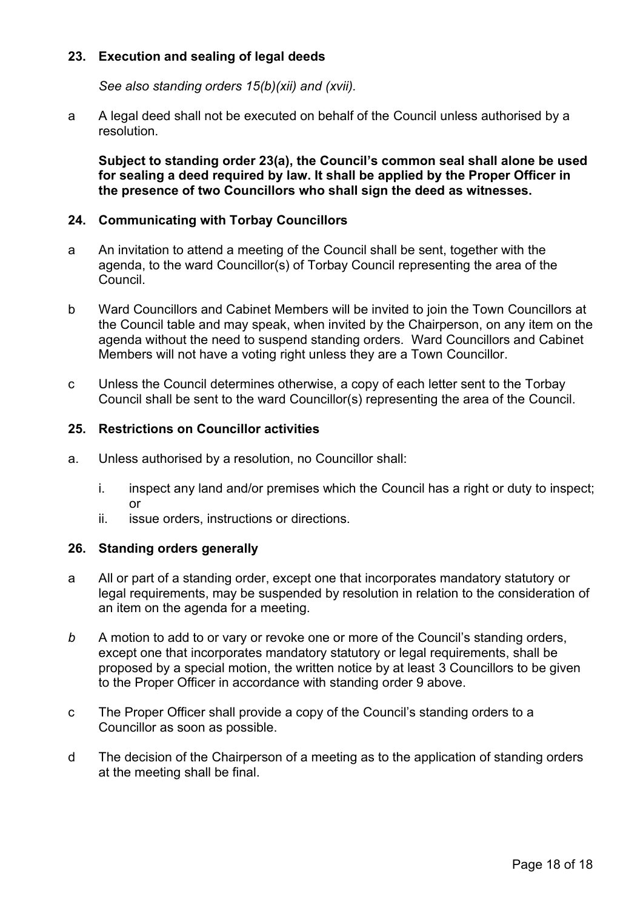## 23. Execution and sealing of legal deeds

*See also standing orders 15(b)(xii) and (xvii).*

a A legal deed shall not be executed on behalf of the Council unless authorised by a resolution.

**Subject to standing order 23(a), the Council's common seal shall alone be used for sealing a deed required by law. It shall be applied by the Proper Officer in the presence of two Councillors who shall sign the deed as witnesses.**

## 24. Communicating with Torbay Councillors

a An invitation to attend a meeting of the Council shall be sent, together with the agenda, to the ward Councillor(s) of Torbay Council representing the area of the Council.

b Ward Councillors and Cabinet Members will be invited to join the Town Councillors at the Council table and may speak, when invited by the Chairperson, on any item on the agenda without the need to suspend standing orders. Ward Councillors and Cabinet Members will not have a voting right unless they are a Town Councillor.

c Unless the Council determines otherwise, a copy of each letter sent to the Torbay Council shall be sent to the ward Councillor(s) representing the area of the Council.

## 25. Restrictions on Councillor activities

a. Unless authorised by a resolution, no Councillor shall:

   i. inspect any land and/or premises which the Council has a right or duty to inspect; or
   ii. issue orders, instructions or directions.

## 26. Standing orders generally

a All or part of a standing order, except one that incorporates mandatory statutory or legal requirements, may be suspended by resolution in relation to the consideration of an item on the agenda for a meeting.

*b* A motion to add to or vary or revoke one or more of the Council's standing orders, except one that incorporates mandatory statutory or legal requirements, shall be proposed by a special motion, the written notice by at least 3 Councillors to be given to the Proper Officer in accordance with standing order 9 above.

c The Proper Officer shall provide a copy of the Council's standing orders to a Councillor as soon as possible.

d The decision of the Chairperson of a meeting as to the application of standing orders at the meeting shall be final.